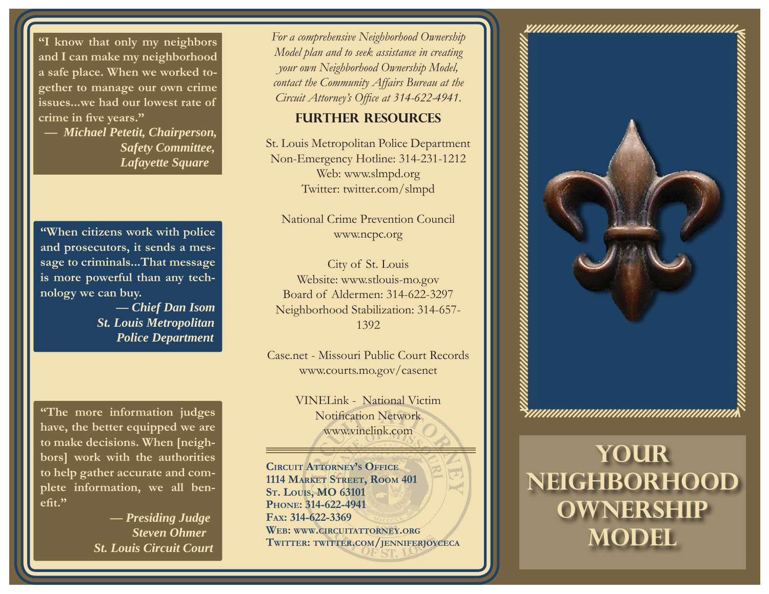> "I know that only my neighbors and I can make my neighborhood a safe place. When we worked together to manage our own crime issues...we had our lowest rate of crime in five years."
>
> ***— Michael Petetit, Chairperson, Safety Committee, Lafayette Square***

> "When citizens work with police and prosecutors, it sends a message to criminals...That message is more powerful than any technology we can buy.
>
> ***— Chief Dan Isom St. Louis Metropolitan Police Department***

> "The more information judges have, the better equipped we are to make decisions. When [neighbors] work with the authorities to help gather accurate and complete information, we all benefit."
>
> ***— Presiding Judge Steven Ohmer St. Louis Circuit Court***

*For a comprehensive Neighborhood Ownership Model plan and to seek assistance in creating your own Neighborhood Ownership Model, contact the Community Affairs Bureau at the Circuit Attorney's Office at 314-622-4941.*

## FURTHER RESOURCES

St. Louis Metropolitan Police Department
Non-Emergency Hotline: 314-231-1212
Web: www.slmpd.org
Twitter: twitter.com/slmpd

National Crime Prevention Council
www.ncpc.org

City of St. Louis
Website: www.stlouis-mo.gov
Board of Aldermen: 314-622-3297
Neighborhood Stabilization: 314-657-1392

Case.net - Missouri Public Court Records
www.courts.mo.gov/casenet

VINELink - National Victim Notification Network
www.vinelink.com

**Circuit Attorney's Office**
**1114 Market Street, Room 401**
**St. Louis, MO 63101**
**Phone: 314-622-4941**
**Fax: 314-622-3369**
**Web: www.circuitattorney.org**
**Twitter: twitter.com/jenniferjoyceca**

# YOUR NEIGHBORHOOD OWNERSHIP MODEL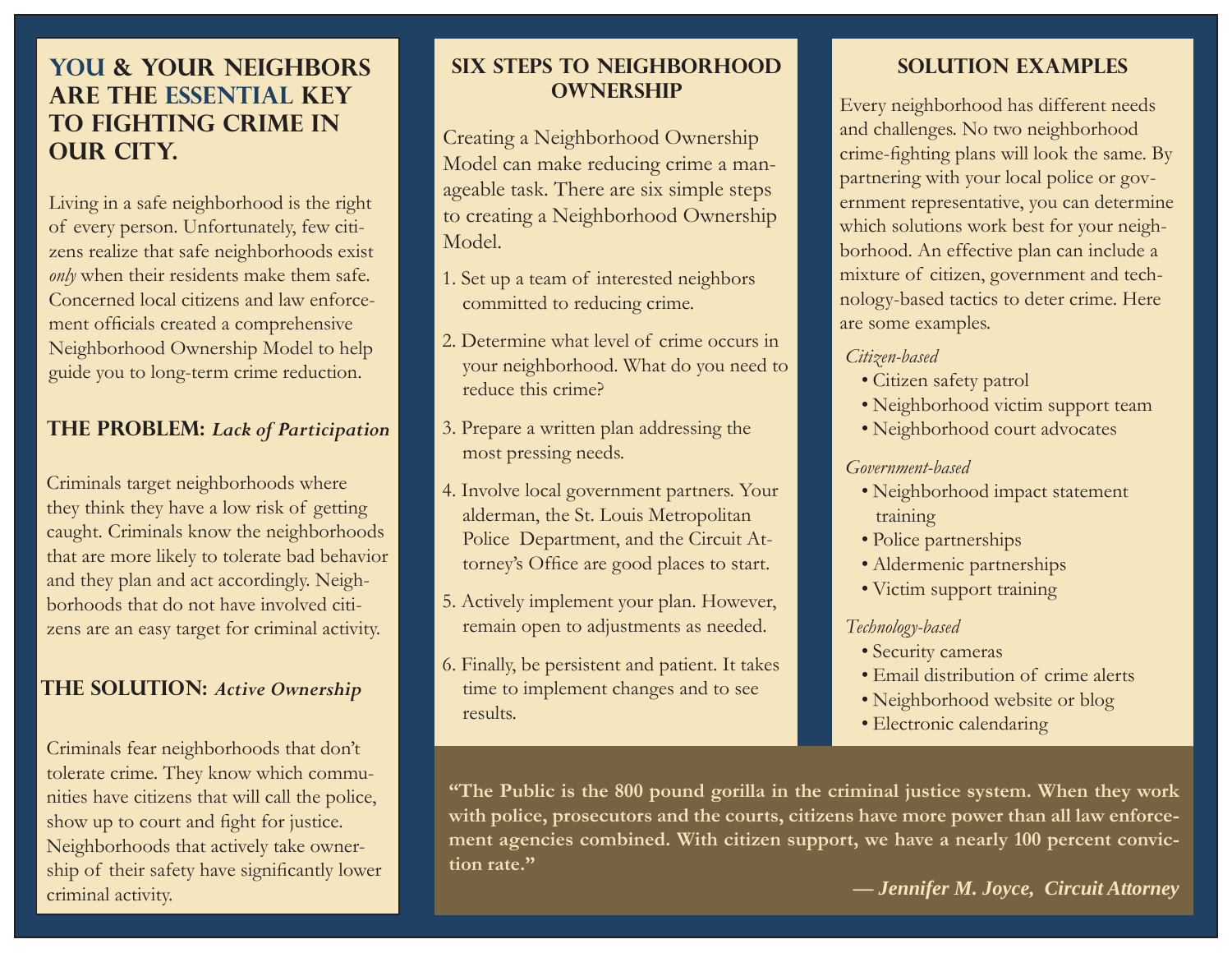## YOU & YOUR NEIGHBORS ARE THE ESSENTIAL KEY TO FIGHTING CRIME IN OUR CITY.

Living in a safe neighborhood is the right of every person. Unfortunately, few citizens realize that safe neighborhoods exist *only* when their residents make them safe. Concerned local citizens and law enforcement officials created a comprehensive Neighborhood Ownership Model to help guide you to long-term crime reduction.

### THE PROBLEM: *Lack of Participation*

Criminals target neighborhoods where they think they have a low risk of getting caught. Criminals know the neighborhoods that are more likely to tolerate bad behavior and they plan and act accordingly. Neighborhoods that do not have involved citizens are an easy target for criminal activity.

### THE SOLUTION: *Active Ownership*

Criminals fear neighborhoods that don't tolerate crime. They know which communities have citizens that will call the police, show up to court and fight for justice. Neighborhoods that actively take ownership of their safety have significantly lower criminal activity.

## SIX STEPS TO NEIGHBORHOOD OWNERSHIP

Creating a Neighborhood Ownership Model can make reducing crime a manageable task. There are six simple steps to creating a Neighborhood Ownership Model.

1. Set up a team of interested neighbors committed to reducing crime.
2. Determine what level of crime occurs in your neighborhood. What do you need to reduce this crime?
3. Prepare a written plan addressing the most pressing needs.
4. Involve local government partners. Your alderman, the St. Louis Metropolitan Police Department, and the Circuit Attorney's Office are good places to start.
5. Actively implement your plan. However, remain open to adjustments as needed.
6. Finally, be persistent and patient. It takes time to implement changes and to see results.

## SOLUTION EXAMPLES

Every neighborhood has different needs and challenges. No two neighborhood crime-fighting plans will look the same. By partnering with your local police or government representative, you can determine which solutions work best for your neighborhood. An effective plan can include a mixture of citizen, government and technology-based tactics to deter crime. Here are some examples.

*Citizen-based*

- Citizen safety patrol
- Neighborhood victim support team
- Neighborhood court advocates

*Government-based*

- Neighborhood impact statement training
- Police partnerships
- Aldermenic partnerships
- Victim support training

*Technology-based*

- Security cameras
- Email distribution of crime alerts
- Neighborhood website or blog
- Electronic calendaring

**"The Public is the 800 pound gorilla in the criminal justice system. When they work with police, prosecutors and the courts, citizens have more power than all law enforcement agencies combined. With citizen support, we have a nearly 100 percent conviction rate."**

***— Jennifer M. Joyce, Circuit Attorney***